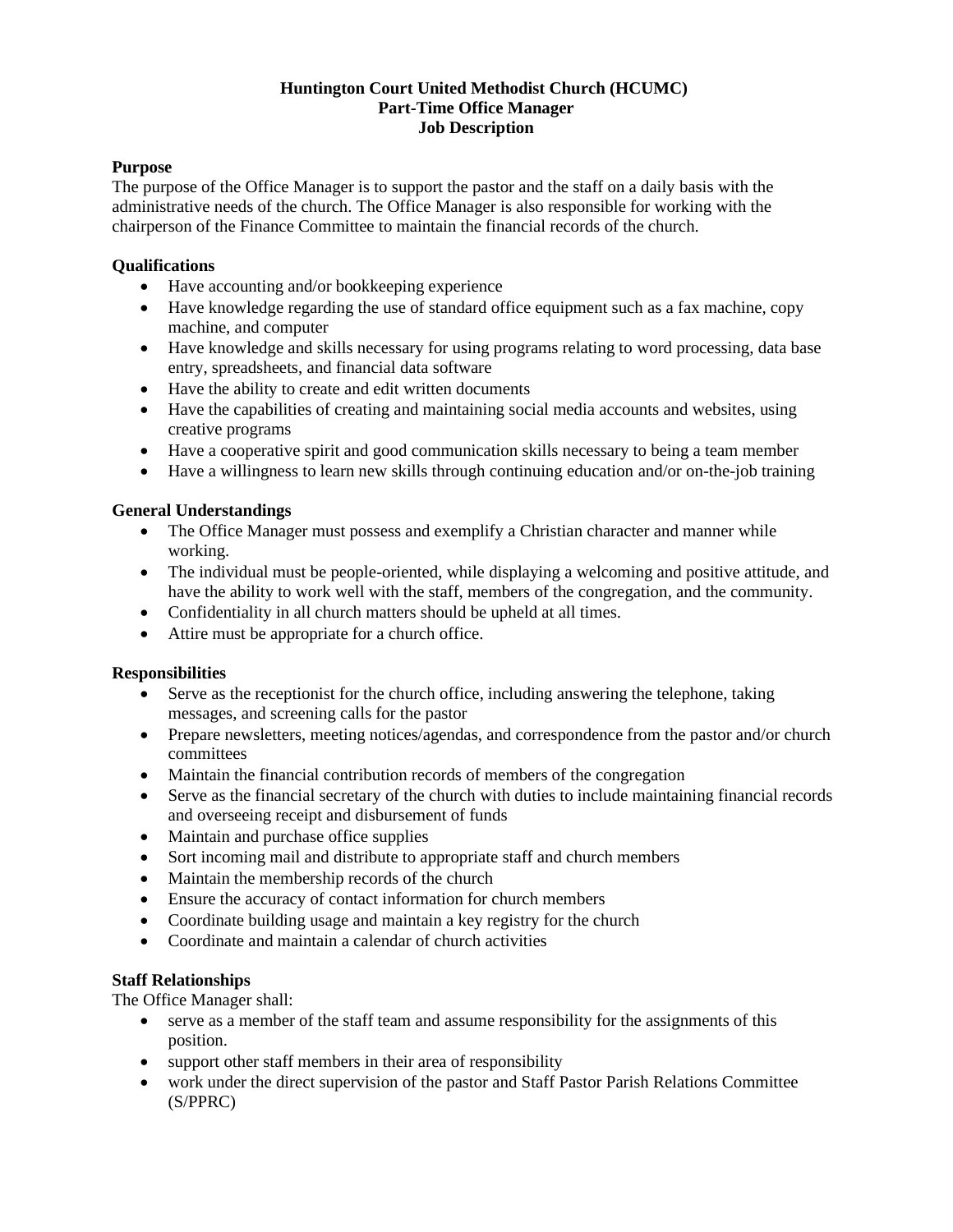# Huntington Court United Methodist Church (HCUMC)
## Part-Time Office Manager
## Job Description

**Purpose**

The purpose of the Office Manager is to support the pastor and the staff on a daily basis with the administrative needs of the church. The Office Manager is also responsible for working with the chairperson of the Finance Committee to maintain the financial records of the church.

**Qualifications**

- Have accounting and/or bookkeeping experience
- Have knowledge regarding the use of standard office equipment such as a fax machine, copy machine, and computer
- Have knowledge and skills necessary for using programs relating to word processing, data base entry, spreadsheets, and financial data software
- Have the ability to create and edit written documents
- Have the capabilities of creating and maintaining social media accounts and websites, using creative programs
- Have a cooperative spirit and good communication skills necessary to being a team member
- Have a willingness to learn new skills through continuing education and/or on-the-job training

**General Understandings**

- The Office Manager must possess and exemplify a Christian character and manner while working.
- The individual must be people-oriented, while displaying a welcoming and positive attitude, and have the ability to work well with the staff, members of the congregation, and the community.
- Confidentiality in all church matters should be upheld at all times.
- Attire must be appropriate for a church office.

**Responsibilities**

- Serve as the receptionist for the church office, including answering the telephone, taking messages, and screening calls for the pastor
- Prepare newsletters, meeting notices/agendas, and correspondence from the pastor and/or church committees
- Maintain the financial contribution records of members of the congregation
- Serve as the financial secretary of the church with duties to include maintaining financial records and overseeing receipt and disbursement of funds
- Maintain and purchase office supplies
- Sort incoming mail and distribute to appropriate staff and church members
- Maintain the membership records of the church
- Ensure the accuracy of contact information for church members
- Coordinate building usage and maintain a key registry for the church
- Coordinate and maintain a calendar of church activities

**Staff Relationships**

The Office Manager shall:

- serve as a member of the staff team and assume responsibility for the assignments of this position.
- support other staff members in their area of responsibility
- work under the direct supervision of the pastor and Staff Pastor Parish Relations Committee (S/PPRC)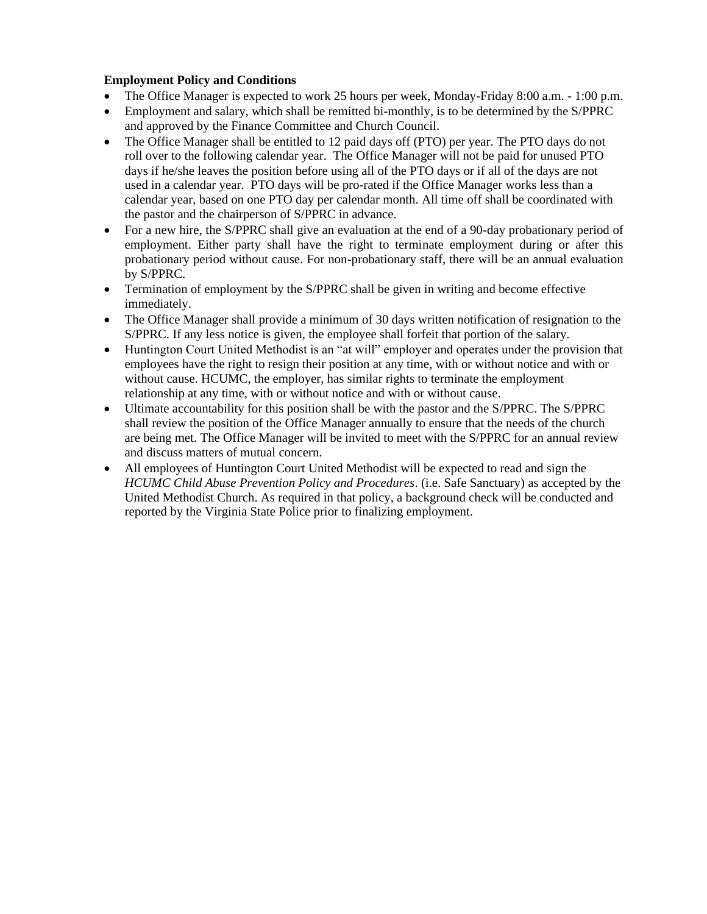**Employment Policy and Conditions**

- The Office Manager is expected to work 25 hours per week, Monday-Friday 8:00 a.m. - 1:00 p.m.
- Employment and salary, which shall be remitted bi-monthly, is to be determined by the S/PPRC and approved by the Finance Committee and Church Council.
- The Office Manager shall be entitled to 12 paid days off (PTO) per year. The PTO days do not roll over to the following calendar year. The Office Manager will not be paid for unused PTO days if he/she leaves the position before using all of the PTO days or if all of the days are not used in a calendar year. PTO days will be pro-rated if the Office Manager works less than a calendar year, based on one PTO day per calendar month. All time off shall be coordinated with the pastor and the chairperson of S/PPRC in advance.
- For a new hire, the S/PPRC shall give an evaluation at the end of a 90-day probationary period of employment. Either party shall have the right to terminate employment during or after this probationary period without cause. For non-probationary staff, there will be an annual evaluation by S/PPRC.
- Termination of employment by the S/PPRC shall be given in writing and become effective immediately.
- The Office Manager shall provide a minimum of 30 days written notification of resignation to the S/PPRC. If any less notice is given, the employee shall forfeit that portion of the salary.
- Huntington Court United Methodist is an "at will" employer and operates under the provision that employees have the right to resign their position at any time, with or without notice and with or without cause. HCUMC, the employer, has similar rights to terminate the employment relationship at any time, with or without notice and with or without cause.
- Ultimate accountability for this position shall be with the pastor and the S/PPRC. The S/PPRC shall review the position of the Office Manager annually to ensure that the needs of the church are being met. The Office Manager will be invited to meet with the S/PPRC for an annual review and discuss matters of mutual concern.
- All employees of Huntington Court United Methodist will be expected to read and sign the *HCUMC Child Abuse Prevention Policy and Procedures*. (i.e. Safe Sanctuary) as accepted by the United Methodist Church. As required in that policy, a background check will be conducted and reported by the Virginia State Police prior to finalizing employment.